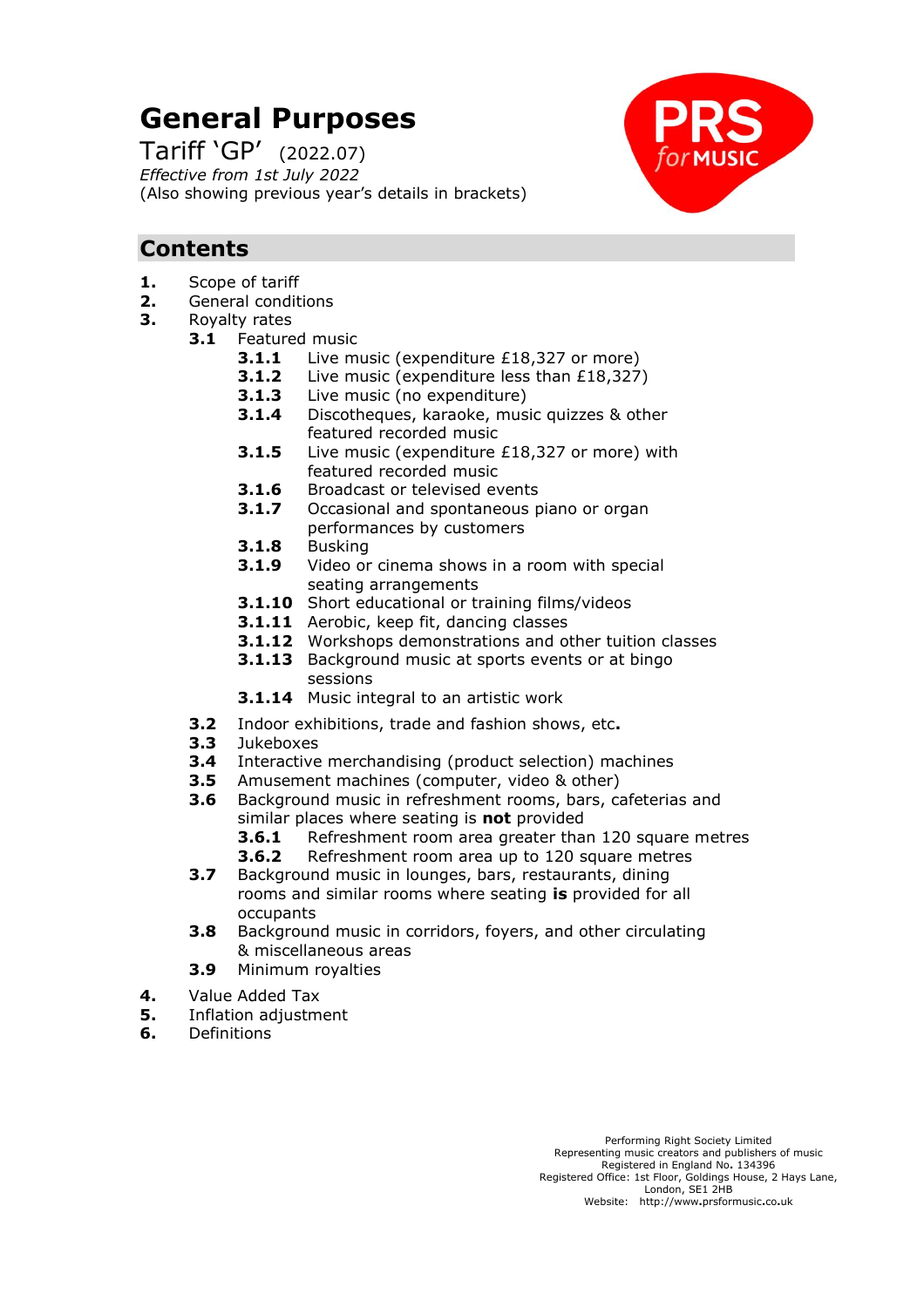# General Purposes

Tariff 'GP' (2022.07)

*Effective from 1st July 2022*

(Also showing previous year's details in brackets)

## Contents

- **1.** Scope of tariff
- **2.** General conditions
- **3.** Royalty rates
  - **3.1** Featured music
    - **3.1.1** Live music (expenditure £18,327 or more)
    - **3.1.2** Live music (expenditure less than £18,327)
    - **3.1.3** Live music (no expenditure)
    - **3.1.4** Discotheques, karaoke, music quizzes & other featured recorded music
    - **3.1.5** Live music (expenditure £18,327 or more) with featured recorded music
    - **3.1.6** Broadcast or televised events
    - **3.1.7** Occasional and spontaneous piano or organ performances by customers
    - **3.1.8** Busking
    - **3.1.9** Video or cinema shows in a room with special seating arrangements
    - **3.1.10** Short educational or training films/videos
    - **3.1.11** Aerobic, keep fit, dancing classes
    - **3.1.12** Workshops demonstrations and other tuition classes
    - **3.1.13** Background music at sports events or at bingo sessions
    - **3.1.14** Music integral to an artistic work
  - **3.2** Indoor exhibitions, trade and fashion shows, etc**.**
  - **3.3** Jukeboxes
  - **3.4** Interactive merchandising (product selection) machines
  - **3.5** Amusement machines (computer, video & other)
  - **3.6** Background music in refreshment rooms, bars, cafeterias and similar places where seating is **not** provided
    - **3.6.1** Refreshment room area greater than 120 square metres
    - **3.6.2** Refreshment room area up to 120 square metres
  - **3.7** Background music in lounges, bars, restaurants, dining rooms and similar rooms where seating **is** provided for all occupants
  - **3.8** Background music in corridors, foyers, and other circulating & miscellaneous areas
  - **3.9** Minimum royalties
- **4.** Value Added Tax
- **5.** Inflation adjustment
- **6.** Definitions

Performing Right Society Limited
Representing music creators and publishers of music
Registered in England No. 134396
Registered Office: 1st Floor, Goldings House, 2 Hays Lane, London, SE1 2HB
Website: http://www.prsformusic.co.uk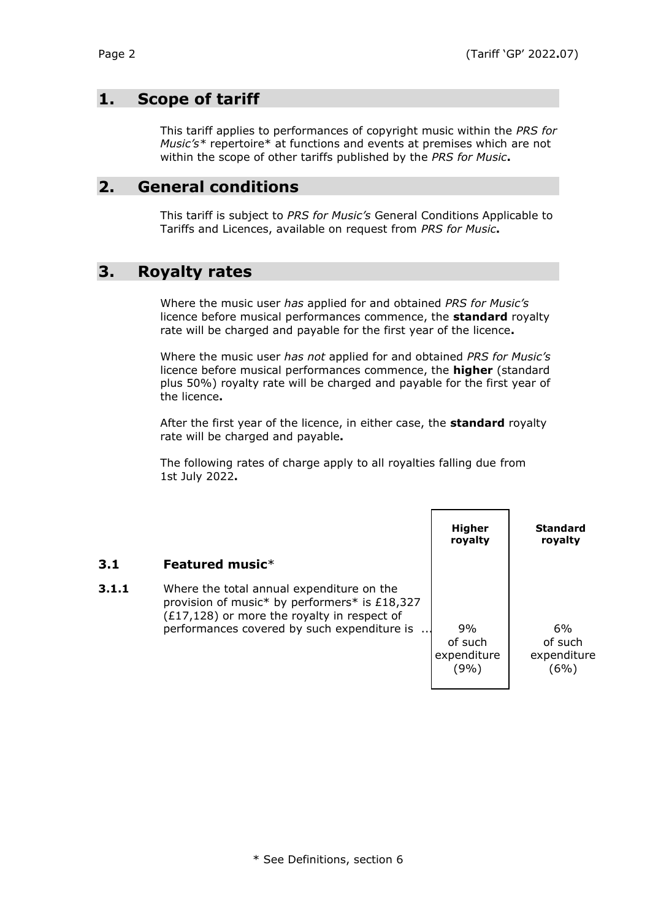## 1. Scope of tariff

This tariff applies to performances of copyright music within the *PRS for Music's** repertoire* at functions and events at premises which are not within the scope of other tariffs published by the *PRS for Music***.**

## 2. General conditions

This tariff is subject to *PRS for Music's* General Conditions Applicable to Tariffs and Licences, available on request from *PRS for Music***.**

## 3. Royalty rates

Where the music user *has* applied for and obtained *PRS for Music's* licence before musical performances commence, the **standard** royalty rate will be charged and payable for the first year of the licence**.**

Where the music user *has not* applied for and obtained *PRS for Music's* licence before musical performances commence, the **higher** (standard plus 50%) royalty rate will be charged and payable for the first year of the licence**.**

After the first year of the licence, in either case, the **standard** royalty rate will be charged and payable**.**

The following rates of charge apply to all royalties falling due from 1st July 2022**.**

| | | Higher royalty | Standard royalty |
|---|---|---|---|
| **3.1** | **Featured music*** | | |
| **3.1.1** | Where the total annual expenditure on the provision of music* by performers* is £18,327 (£17,128) or more the royalty in respect of performances covered by such expenditure is ... | 9% of such expenditure (9%) | 6% of such expenditure (6%) |

\* See Definitions, section 6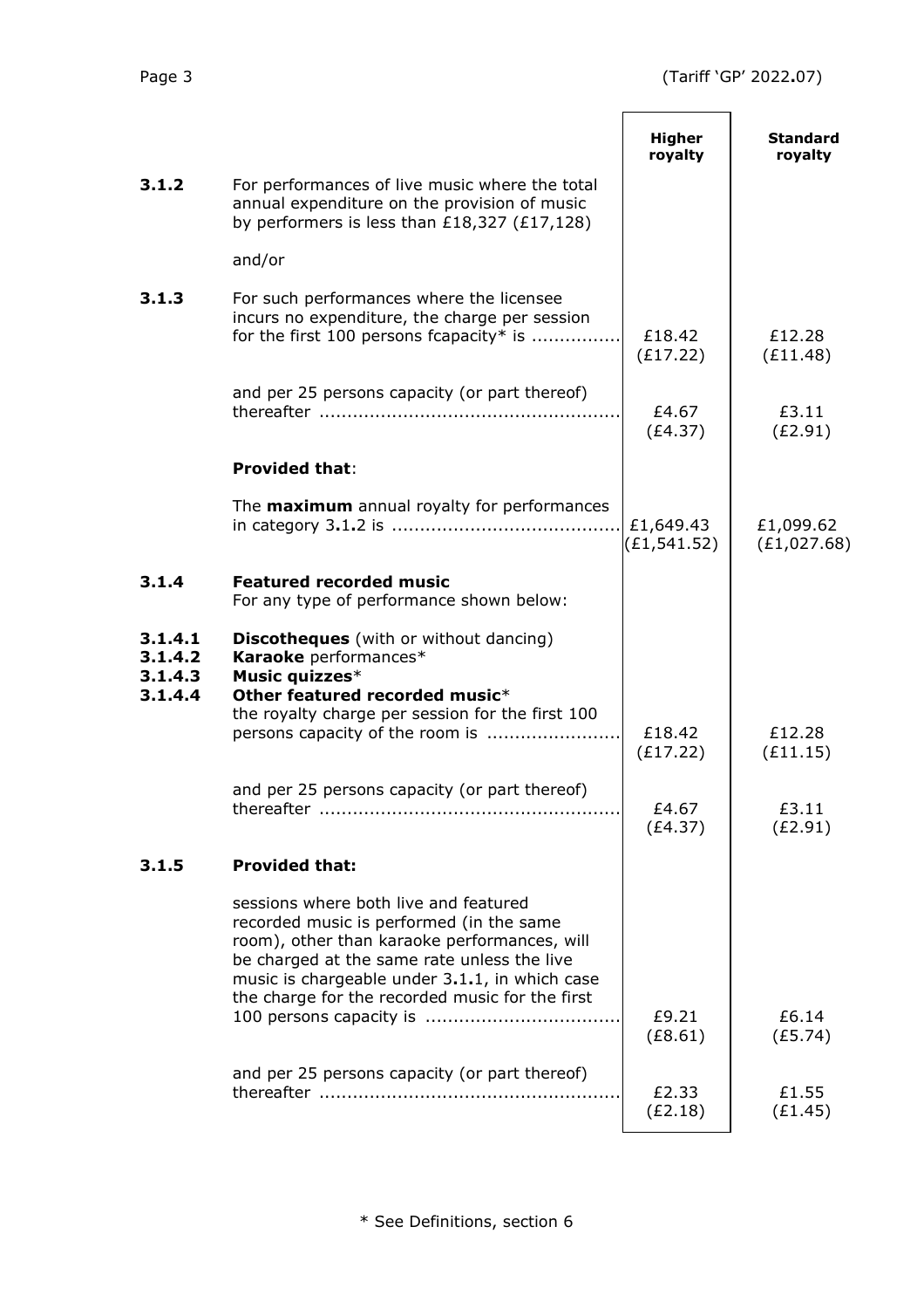| | | Higher royalty | Standard royalty |
|---|---|---|---|
| **3.1.2** | For performances of live music where the total annual expenditure on the provision of music by performers is less than £18,327 (£17,128) | | |
| | and/or | | |
| **3.1.3** | For such performances where the licensee incurs no expenditure, the charge per session for the first 100 persons fcapacity* is ............... | £18.42 (£17.22) | £12.28 (£11.48) |
| | and per 25 persons capacity (or part thereof) thereafter ..................................................... | £4.67 (£4.37) | £3.11 (£2.91) |
| | **Provided that**: | | |
| | The **maximum** annual royalty for performances in category 3.1.2 is ........................................ | £1,649.43 (£1,541.52) | £1,099.62 (£1,027.68) |
| **3.1.4** | **Featured recorded music** For any type of performance shown below: | | |
| **3.1.4.1** | **Discotheques** (with or without dancing) | | |
| **3.1.4.2** | **Karaoke** performances* | | |
| **3.1.4.3** | **Music quizzes*** | | |
| **3.1.4.4** | **Other featured recorded music*** the royalty charge per session for the first 100 persons capacity of the room is ....................... | £18.42 (£17.22) | £12.28 (£11.15) |
| | and per 25 persons capacity (or part thereof) thereafter ..................................................... | £4.67 (£4.37) | £3.11 (£2.91) |
| **3.1.5** | **Provided that:** | | |
| | sessions where both live and featured recorded music is performed (in the same room), other than karaoke performances, will be charged at the same rate unless the live music is chargeable under 3.1.1, in which case the charge for the recorded music for the first 100 persons capacity is .................................. | £9.21 (£8.61) | £6.14 (£5.74) |
| | and per 25 persons capacity (or part thereof) thereafter ..................................................... | £2.33 (£2.18) | £1.55 (£1.45) |

\* See Definitions, section 6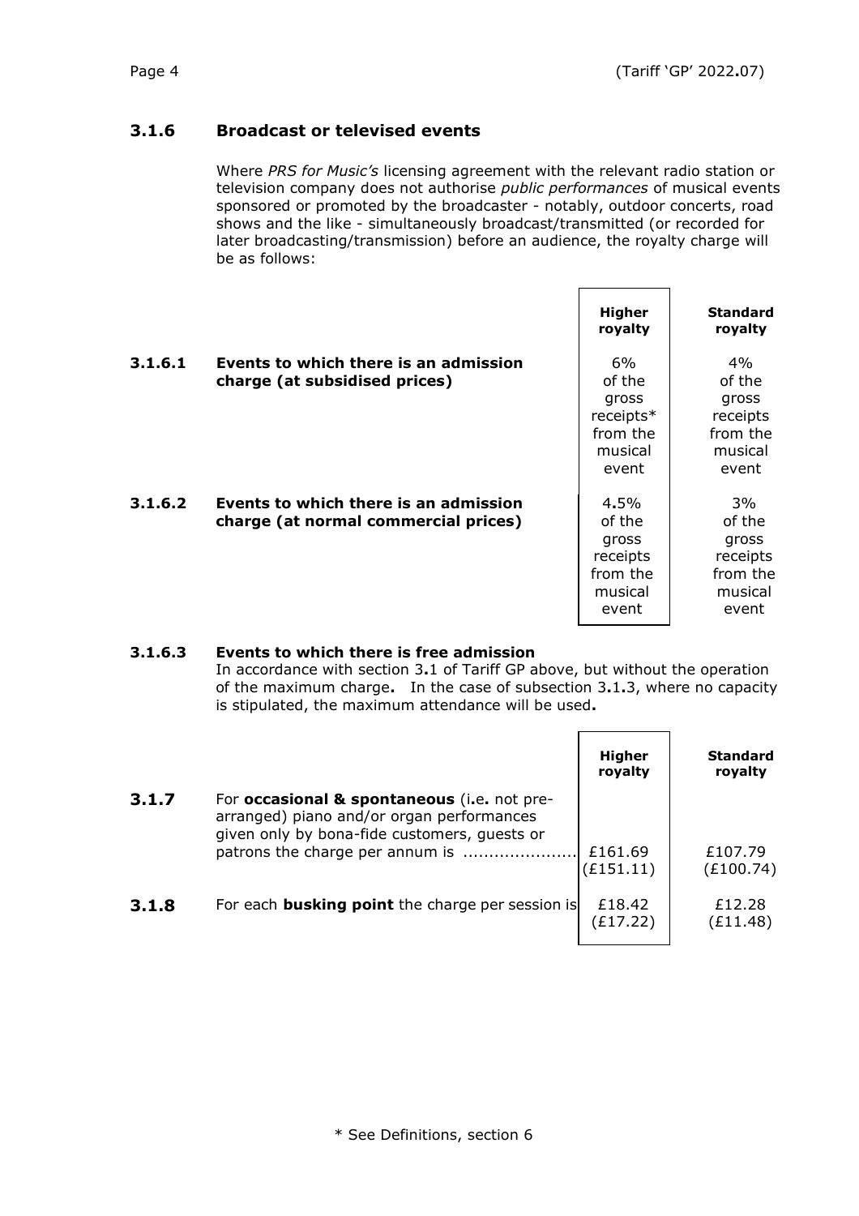## 3.1.6 Broadcast or televised events

Where *PRS for Music's* licensing agreement with the relevant radio station or television company does not authorise *public performances* of musical events sponsored or promoted by the broadcaster - notably, outdoor concerts, road shows and the like - simultaneously broadcast/transmitted (or recorded for later broadcasting/transmission) before an audience, the royalty charge will be as follows:

| | | Higher royalty | Standard royalty |
|---|---|---|---|
| **3.1.6.1** | **Events to which there is an admission charge (at subsidised prices)** | 6% of the gross receipts* from the musical event | 4% of the gross receipts from the musical event |
| **3.1.6.2** | **Events to which there is an admission charge (at normal commercial prices)** | 4.5% of the gross receipts from the musical event | 3% of the gross receipts from the musical event |

**3.1.6.3 Events to which there is free admission**

In accordance with section 3.1 of Tariff GP above, but without the operation of the maximum charge. In the case of subsection 3.1.3, where no capacity is stipulated, the maximum attendance will be used.

| | | Higher royalty | Standard royalty |
|---|---|---|---|
| **3.1.7** | For **occasional & spontaneous** (i.e. not pre-arranged) piano and/or organ performances given only by bona-fide customers, guests or patrons the charge per annum is ...................... | £161.69 (£151.11) | £107.79 (£100.74) |
| **3.1.8** | For each **busking point** the charge per session is | £18.42 (£17.22) | £12.28 (£11.48) |

* See Definitions, section 6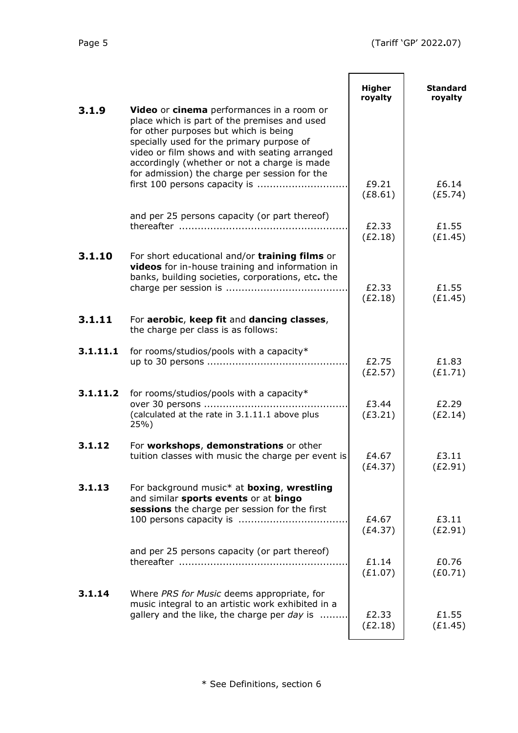| | | Higher royalty | Standard royalty |
|---|---|---|---|
| **3.1.9** | **Video** or **cinema** performances in a room or place which is part of the premises and used for other purposes but which is being specially used for the primary purpose of video or film shows and with seating arranged accordingly (whether or not a charge is made for admission) the charge per session for the first 100 persons capacity is ............................ | £9.21 (£8.61) | £6.14 (£5.74) |
| | and per 25 persons capacity (or part thereof) thereafter ..................................................... | £2.33 (£2.18) | £1.55 (£1.45) |
| **3.1.10** | For short educational and/or **training films** or **videos** for in-house training and information in banks, building societies, corporations, etc**.** the charge per session is ...................................... | £2.33 (£2.18) | £1.55 (£1.45) |
| **3.1.11** | For **aerobic**, **keep fit** and **dancing classes**, the charge per class is as follows: | | |
| **3.1.11.1** | for rooms/studios/pools with a capacity* up to 30 persons ............................................ | £2.75 (£2.57) | £1.83 (£1.71) |
| **3.1.11.2** | for rooms/studios/pools with a capacity* over 30 persons ............................................ (calculated at the rate in 3.1.11.1 above plus 25%) | £3.44 (£3.21) | £2.29 (£2.14) |
| **3.1.12** | For **workshops**, **demonstrations** or other tuition classes with music the charge per event is | £4.67 (£4.37) | £3.11 (£2.91) |
| **3.1.13** | For background music* at **boxing**, **wrestling** and similar **sports events** or at **bingo sessions** the charge per session for the first 100 persons capacity is .................................. | £4.67 (£4.37) | £3.11 (£2.91) |
| | and per 25 persons capacity (or part thereof) thereafter ..................................................... | £1.14 (£1.07) | £0.76 (£0.71) |
| **3.1.14** | Where *PRS for Music* deems appropriate, for music integral to an artistic work exhibited in a gallery and the like, the charge per *day* is ......... | £2.33 (£2.18) | £1.55 (£1.45) |

\* See Definitions, section 6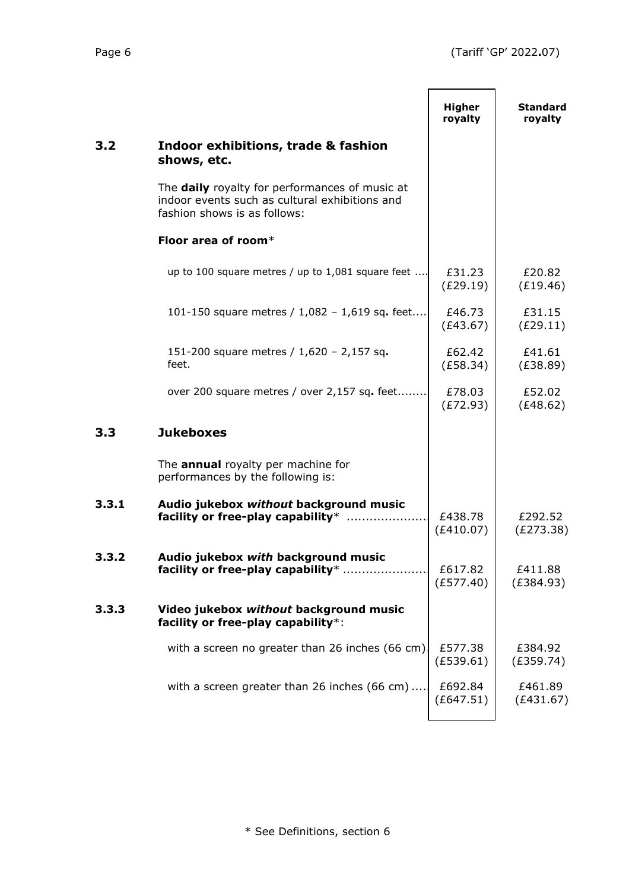| | | Higher royalty | Standard royalty |
|---|---|---|---|
| **3.2** | **Indoor exhibitions, trade & fashion shows, etc.** | | |
| | The **daily** royalty for performances of music at indoor events such as cultural exhibitions and fashion shows is as follows: | | |
| | **Floor area of room*** | | |
| | up to 100 square metres / up to 1,081 square feet .... | £31.23 (£29.19) | £20.82 (£19.46) |
| | 101-150 square metres / 1,082 – 1,619 sq. feet.... | £46.73 (£43.67) | £31.15 (£29.11) |
| | 151-200 square metres / 1,620 – 2,157 sq. feet. | £62.42 (£58.34) | £41.61 (£38.89) |
| | over 200 square metres / over 2,157 sq. feet........ | £78.03 (£72.93) | £52.02 (£48.62) |
| **3.3** | **Jukeboxes** | | |
| | The **annual** royalty per machine for performances by the following is: | | |
| **3.3.1** | **Audio jukebox *without* background music facility or free-play capability*** ..................... | £438.78 (£410.07) | £292.52 (£273.38) |
| **3.3.2** | **Audio jukebox *with* background music facility or free-play capability*** ...................... | £617.82 (£577.40) | £411.88 (£384.93) |
| **3.3.3** | **Video jukebox *without* background music facility or free-play capability***: | | |
| | with a screen no greater than 26 inches (66 cm) | £577.38 (£539.61) | £384.92 (£359.74) |
| | with a screen greater than 26 inches (66 cm) .... | £692.84 (£647.51) | £461.89 (£431.67) |

* See Definitions, section 6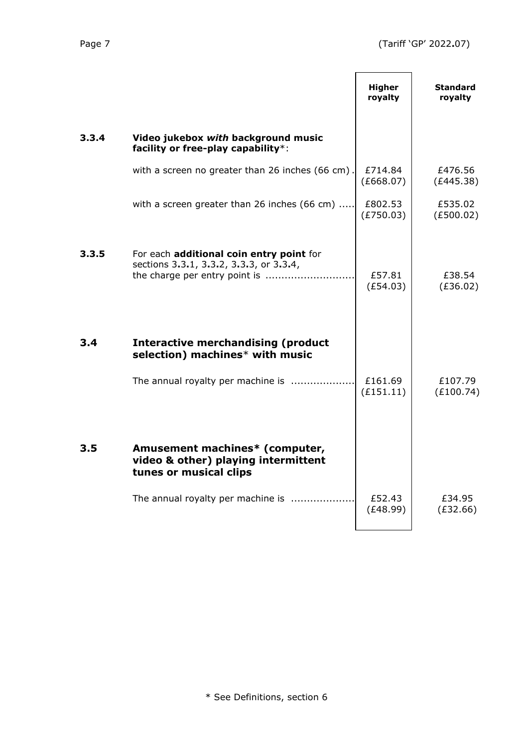| | | Higher royalty | Standard royalty |
|---|---|---|---|
| **3.3.4** | **Video jukebox *with* background music facility or free-play capability***: | | |
| | with a screen no greater than 26 inches (66 cm) . | £714.84 (£668.07) | £476.56 (£445.38) |
| | with a screen greater than 26 inches (66 cm) ..... | £802.53 (£750.03) | £535.02 (£500.02) |
| **3.3.5** | For each **additional coin entry point** for sections 3.3.1, 3.3.2, 3.3.3, or 3.3.4, the charge per entry point is ........................... | £57.81 (£54.03) | £38.54 (£36.02) |
| **3.4** | **Interactive merchandising (product selection) machines* with music** | | |
| | The annual royalty per machine is ................... | £161.69 (£151.11) | £107.79 (£100.74) |
| **3.5** | **Amusement machines* (computer, video & other) playing intermittent tunes or musical clips** | | |
| | The annual royalty per machine is ................... | £52.43 (£48.99) | £34.95 (£32.66) |

\* See Definitions, section 6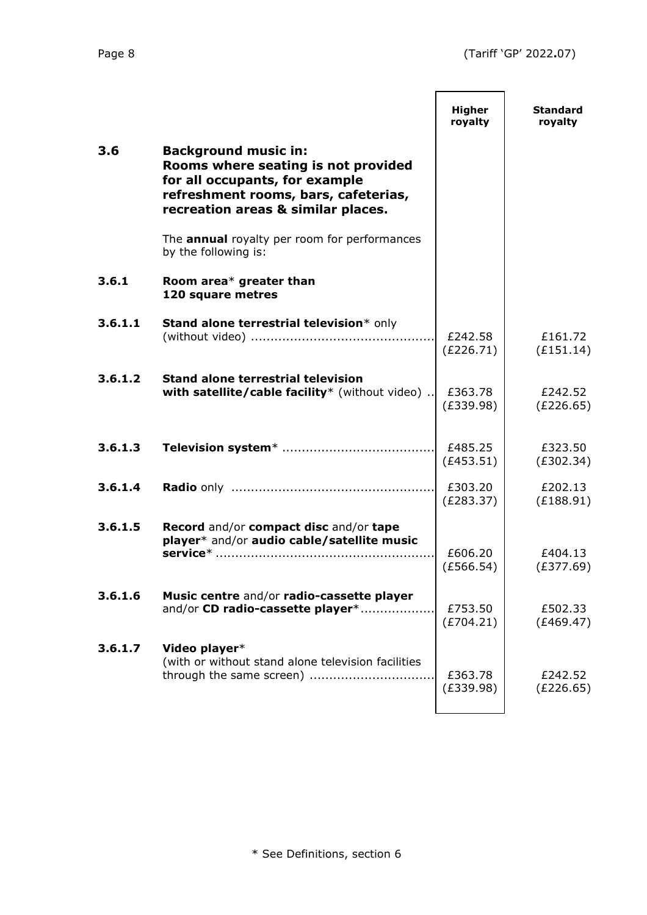| | | Higher royalty | Standard royalty |
|---|---|---|---|
| **3.6** | **Background music in: Rooms where seating is not provided for all occupants, for example refreshment rooms, bars, cafeterias, recreation areas & similar places.** | | |
| | The **annual** royalty per room for performances by the following is: | | |
| **3.6.1** | **Room area* greater than 120 square metres** | | |
| **3.6.1.1** | **Stand alone terrestrial television*** only (without video) | £242.58 (£226.71) | £161.72 (£151.14) |
| **3.6.1.2** | **Stand alone terrestrial television with satellite/cable facility*** (without video) | £363.78 (£339.98) | £242.52 (£226.65) |
| **3.6.1.3** | **Television system*** | £485.25 (£453.51) | £323.50 (£302.34) |
| **3.6.1.4** | **Radio** only | £303.20 (£283.37) | £202.13 (£188.91) |
| **3.6.1.5** | **Record** and/or **compact disc** and/or **tape player*** and/or **audio cable/satellite music service*** | £606.20 (£566.54) | £404.13 (£377.69) |
| **3.6.1.6** | **Music centre** and/or **radio-cassette player** and/or **CD radio-cassette player*** | £753.50 (£704.21) | £502.33 (£469.47) |
| **3.6.1.7** | **Video player*** (with or without stand alone television facilities through the same screen) | £363.78 (£339.98) | £242.52 (£226.65) |

* See Definitions, section 6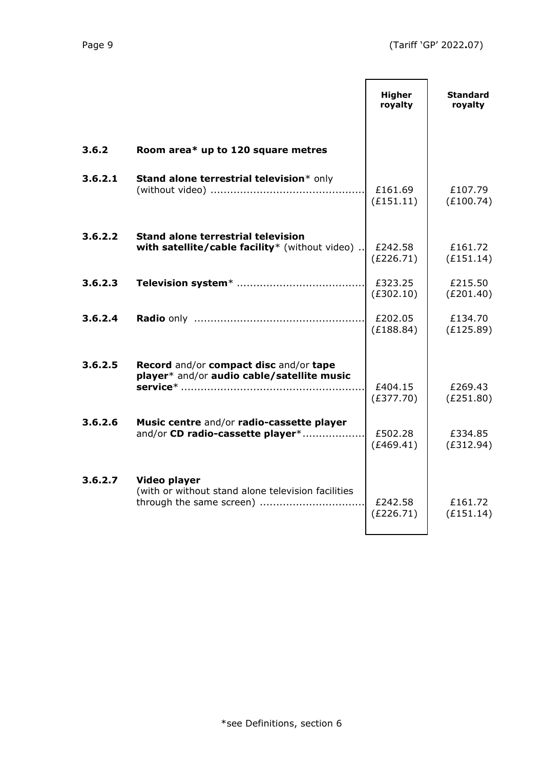| | | Higher royalty | Standard royalty |
|---|---|---|---|
| **3.6.2** | **Room area* up to 120 square metres** | | |
| **3.6.2.1** | **Stand alone terrestrial television*** only (without video) | £161.69 (£151.11) | £107.79 (£100.74) |
| **3.6.2.2** | **Stand alone terrestrial television with satellite/cable facility*** (without video) | £242.58 (£226.71) | £161.72 (£151.14) |
| **3.6.2.3** | **Television system*** | £323.25 (£302.10) | £215.50 (£201.40) |
| **3.6.2.4** | **Radio** only | £202.05 (£188.84) | £134.70 (£125.89) |
| **3.6.2.5** | **Record** and/or **compact disc** and/or **tape player*** and/or **audio cable/satellite music service*** | £404.15 (£377.70) | £269.43 (£251.80) |
| **3.6.2.6** | **Music centre** and/or **radio-cassette player** and/or **CD radio-cassette player*** | £502.28 (£469.41) | £334.85 (£312.94) |
| **3.6.2.7** | **Video player** (with or without stand alone television facilities through the same screen) | £242.58 (£226.71) | £161.72 (£151.14) |

*see Definitions, section 6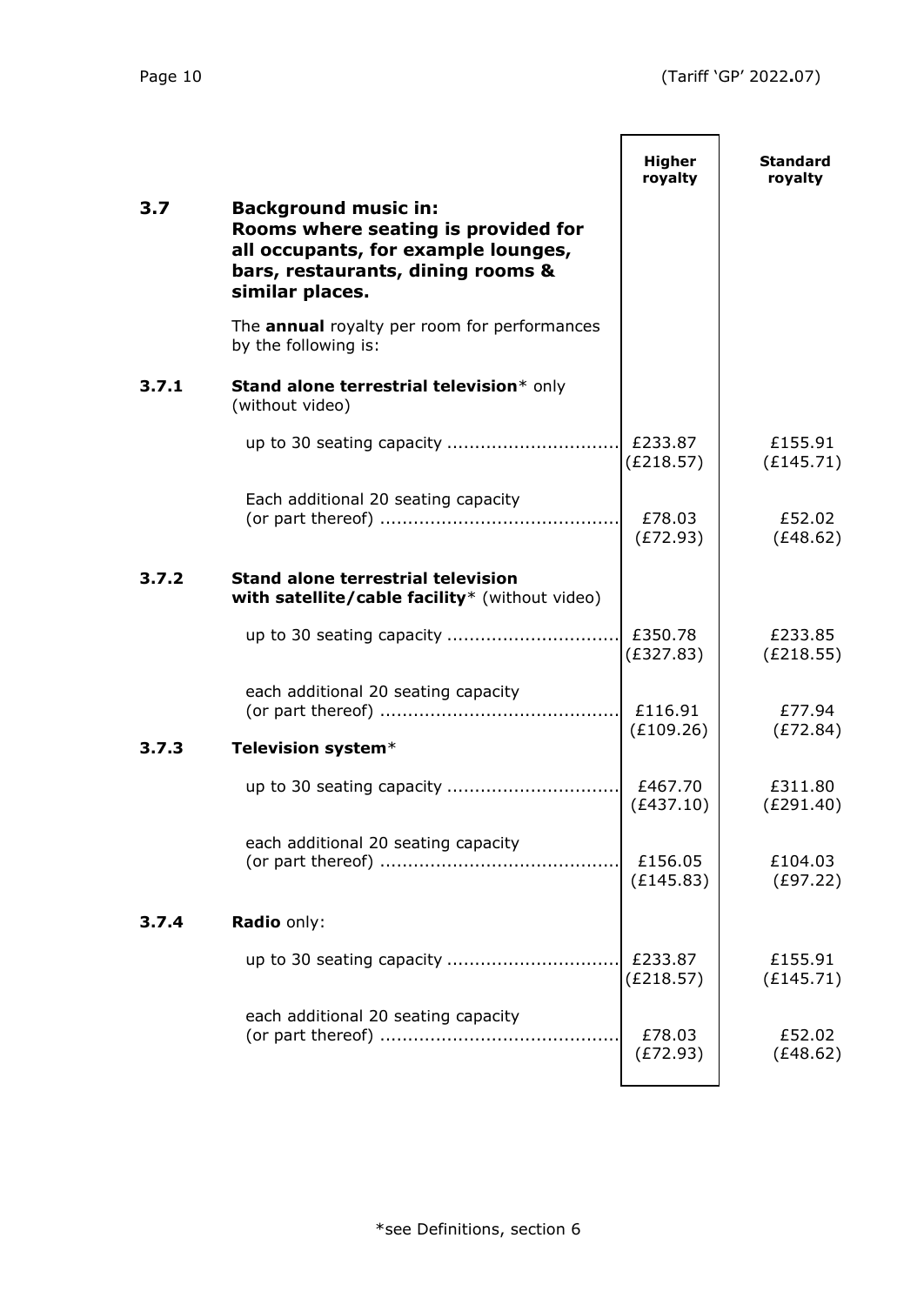| | | Higher royalty | Standard royalty |
|---|---|---|---|
| **3.7** | **Background music in: Rooms where seating is provided for all occupants, for example lounges, bars, restaurants, dining rooms & similar places.** | | |
| | The **annual** royalty per room for performances by the following is: | | |
| **3.7.1** | **Stand alone terrestrial television*** only (without video) | | |
| | up to 30 seating capacity .............................. | £233.87 (£218.57) | £155.91 (£145.71) |
| | Each additional 20 seating capacity (or part thereof) .......................................... | £78.03 (£72.93) | £52.02 (£48.62) |
| **3.7.2** | **Stand alone terrestrial television with satellite/cable facility*** (without video) | | |
| | up to 30 seating capacity .............................. | £350.78 (£327.83) | £233.85 (£218.55) |
| | each additional 20 seating capacity (or part thereof) .......................................... | £116.91 (£109.26) | £77.94 (£72.84) |
| **3.7.3** | **Television system*** | | |
| | up to 30 seating capacity .............................. | £467.70 (£437.10) | £311.80 (£291.40) |
| | each additional 20 seating capacity (or part thereof) .......................................... | £156.05 (£145.83) | £104.03 (£97.22) |
| **3.7.4** | **Radio** only: | | |
| | up to 30 seating capacity .............................. | £233.87 (£218.57) | £155.91 (£145.71) |
| | each additional 20 seating capacity (or part thereof) .......................................... | £78.03 (£72.93) | £52.02 (£48.62) |

*see Definitions, section 6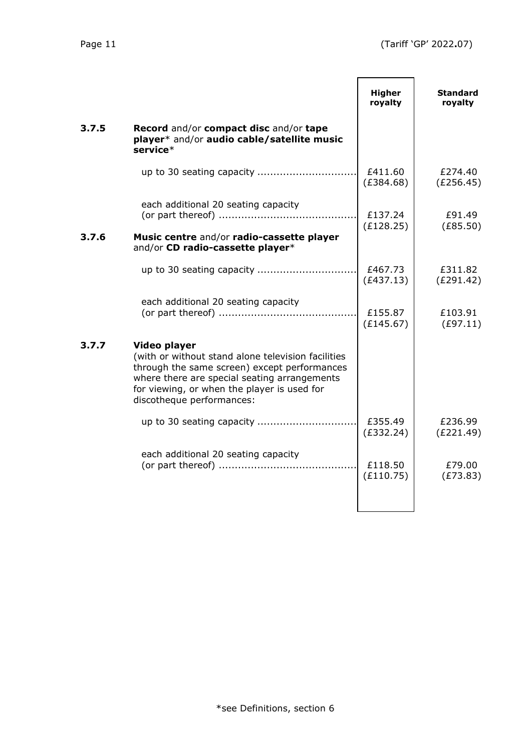| | | Higher royalty | Standard royalty |
|---|---|---|---|
| **3.7.5** | **Record** and/or **compact disc** and/or **tape player*** and/or **audio cable/satellite music service*** | | |
| | up to 30 seating capacity .............................. | £411.60 (£384.68) | £274.40 (£256.45) |
| | each additional 20 seating capacity (or part thereof) .......................................... | £137.24 (£128.25) | £91.49 (£85.50) |
| **3.7.6** | **Music centre** and/or **radio-cassette player** and/or **CD radio-cassette player*** | | |
| | up to 30 seating capacity .............................. | £467.73 (£437.13) | £311.82 (£291.42) |
| | each additional 20 seating capacity (or part thereof) .......................................... | £155.87 (£145.67) | £103.91 (£97.11) |
| **3.7.7** | **Video player** (with or without stand alone television facilities through the same screen) except performances where there are special seating arrangements for viewing, or when the player is used for discotheque performances: | | |
| | up to 30 seating capacity .............................. | £355.49 (£332.24) | £236.99 (£221.49) |
| | each additional 20 seating capacity (or part thereof) .......................................... | £118.50 (£110.75) | £79.00 (£73.83) |

*see Definitions, section 6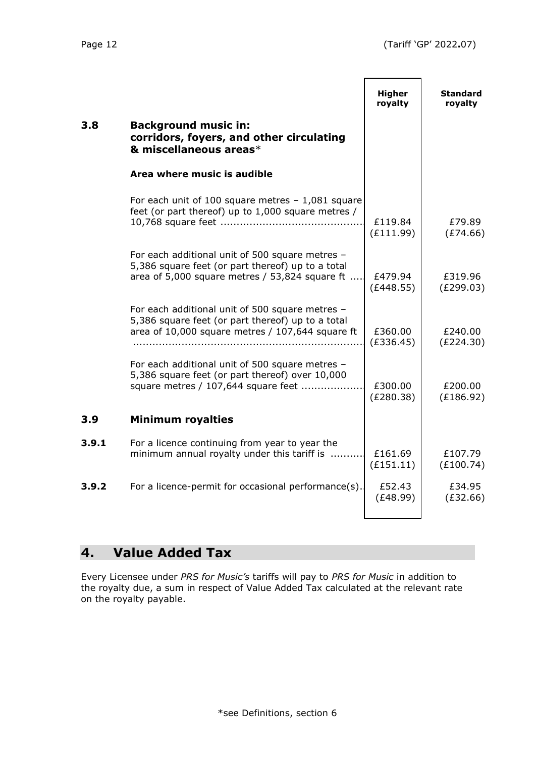| | | Higher royalty | Standard royalty |
|---|---|---|---|
| **3.8** | **Background music in: corridors, foyers, and other circulating & miscellaneous areas***  | | |
| | **Area where music is audible** | | |
| | For each unit of 100 square metres – 1,081 square feet (or part thereof) up to 1,000 square metres / 10,768 square feet ........................................... | £119.84 (£111.99) | £79.89 (£74.66) |
| | For each additional unit of 500 square metres – 5,386 square feet (or part thereof) up to a total area of 5,000 square metres / 53,824 square ft .... | £479.94 (£448.55) | £319.96 (£299.03) |
| | For each additional unit of 500 square metres – 5,386 square feet (or part thereof) up to a total area of 10,000 square metres / 107,644 square ft ...................................................................... | £360.00 (£336.45) | £240.00 (£224.30) |
| | For each additional unit of 500 square metres – 5,386 square feet (or part thereof) over 10,000 square metres / 107,644 square feet .................. | £300.00 (£280.38) | £200.00 (£186.92) |
| **3.9** | **Minimum royalties** | | |
| **3.9.1** | For a licence continuing from year to year the minimum annual royalty under this tariff is .......... | £161.69 (£151.11) | £107.79 (£100.74) |
| **3.9.2** | For a licence-permit for occasional performance(s). | £52.43 (£48.99) | £34.95 (£32.66) |

## 4. Value Added Tax

Every Licensee under *PRS for Music's* tariffs will pay to *PRS for Music* in addition to the royalty due, a sum in respect of Value Added Tax calculated at the relevant rate on the royalty payable.

*see Definitions, section 6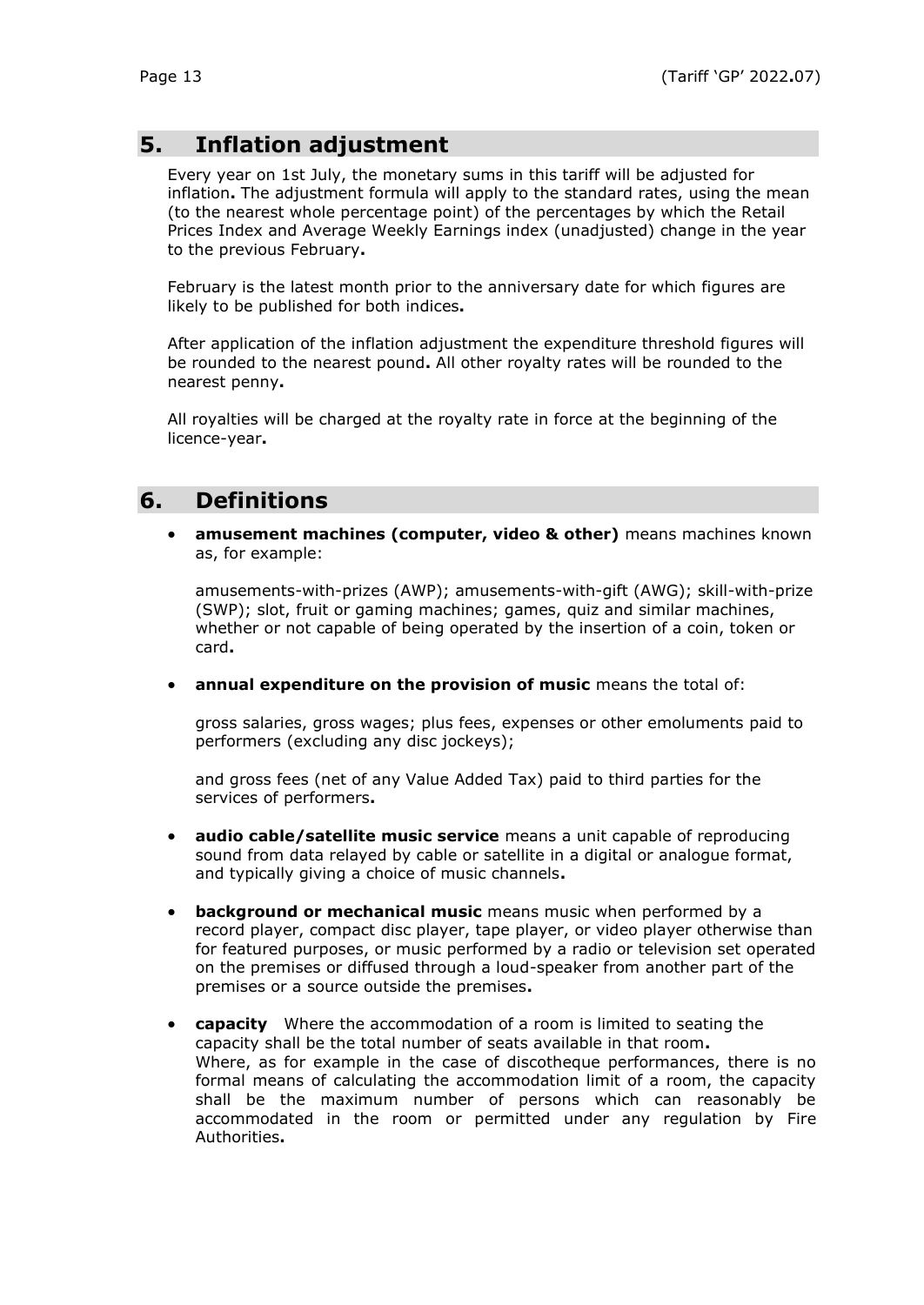## 5. Inflation adjustment

Every year on 1st July, the monetary sums in this tariff will be adjusted for inflation. The adjustment formula will apply to the standard rates, using the mean (to the nearest whole percentage point) of the percentages by which the Retail Prices Index and Average Weekly Earnings index (unadjusted) change in the year to the previous February.

February is the latest month prior to the anniversary date for which figures are likely to be published for both indices.

After application of the inflation adjustment the expenditure threshold figures will be rounded to the nearest pound. All other royalty rates will be rounded to the nearest penny.

All royalties will be charged at the royalty rate in force at the beginning of the licence-year.

## 6. Definitions

- **amusement machines (computer, video & other)** means machines known as, for example:

  amusements-with-prizes (AWP); amusements-with-gift (AWG); skill-with-prize (SWP); slot, fruit or gaming machines; games, quiz and similar machines, whether or not capable of being operated by the insertion of a coin, token or card.

- **annual expenditure on the provision of music** means the total of:

  gross salaries, gross wages; plus fees, expenses or other emoluments paid to performers (excluding any disc jockeys);

  and gross fees (net of any Value Added Tax) paid to third parties for the services of performers.

- **audio cable/satellite music service** means a unit capable of reproducing sound from data relayed by cable or satellite in a digital or analogue format, and typically giving a choice of music channels.

- **background or mechanical music** means music when performed by a record player, compact disc player, tape player, or video player otherwise than for featured purposes, or music performed by a radio or television set operated on the premises or diffused through a loud-speaker from another part of the premises or a source outside the premises.

- **capacity** Where the accommodation of a room is limited to seating the capacity shall be the total number of seats available in that room.
  Where, as for example in the case of discotheque performances, there is no formal means of calculating the accommodation limit of a room, the capacity shall be the maximum number of persons which can reasonably be accommodated in the room or permitted under any regulation by Fire Authorities.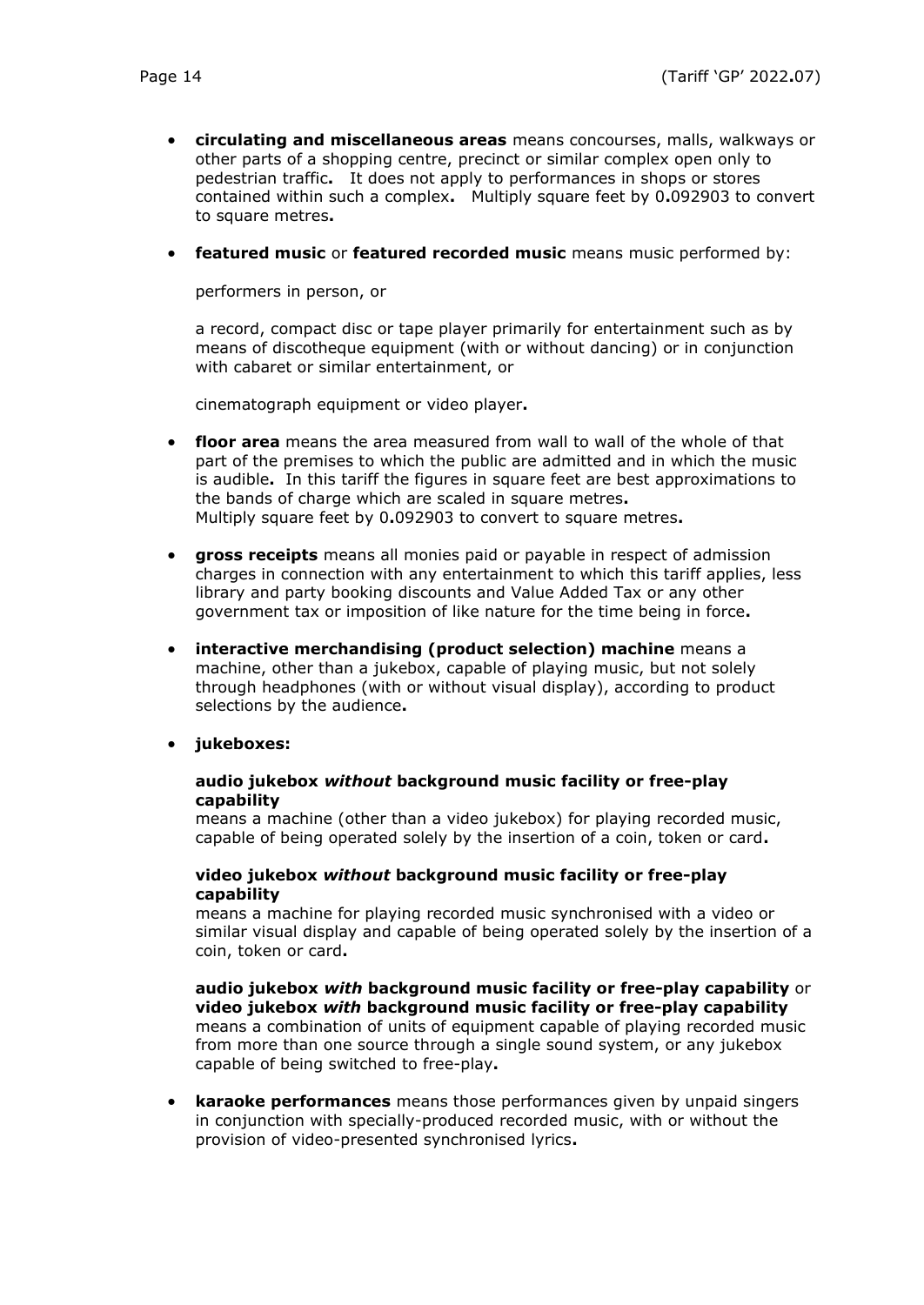- **circulating and miscellaneous areas** means concourses, malls, walkways or other parts of a shopping centre, precinct or similar complex open only to pedestrian traffic**.** It does not apply to performances in shops or stores contained within such a complex**.** Multiply square feet by 0**.**092903 to convert to square metres**.**

- **featured music** or **featured recorded music** means music performed by:

  performers in person, or

  a record, compact disc or tape player primarily for entertainment such as by means of discotheque equipment (with or without dancing) or in conjunction with cabaret or similar entertainment, or

  cinematograph equipment or video player**.**

- **floor area** means the area measured from wall to wall of the whole of that part of the premises to which the public are admitted and in which the music is audible**.** In this tariff the figures in square feet are best approximations to the bands of charge which are scaled in square metres**.** Multiply square feet by 0**.**092903 to convert to square metres**.**

- **gross receipts** means all monies paid or payable in respect of admission charges in connection with any entertainment to which this tariff applies, less library and party booking discounts and Value Added Tax or any other government tax or imposition of like nature for the time being in force**.**

- **interactive merchandising (product selection) machine** means a machine, other than a jukebox, capable of playing music, but not solely through headphones (with or without visual display), according to product selections by the audience**.**

- **jukeboxes:**

  **audio jukebox *without* background music facility or free-play capability**
  means a machine (other than a video jukebox) for playing recorded music, capable of being operated solely by the insertion of a coin, token or card**.**

  **video jukebox *without* background music facility or free-play capability**
  means a machine for playing recorded music synchronised with a video or similar visual display and capable of being operated solely by the insertion of a coin, token or card**.**

  **audio jukebox *with* background music facility or free-play capability** or **video jukebox *with* background music facility or free-play capability** means a combination of units of equipment capable of playing recorded music from more than one source through a single sound system, or any jukebox capable of being switched to free-play**.**

- **karaoke performances** means those performances given by unpaid singers in conjunction with specially-produced recorded music, with or without the provision of video-presented synchronised lyrics**.**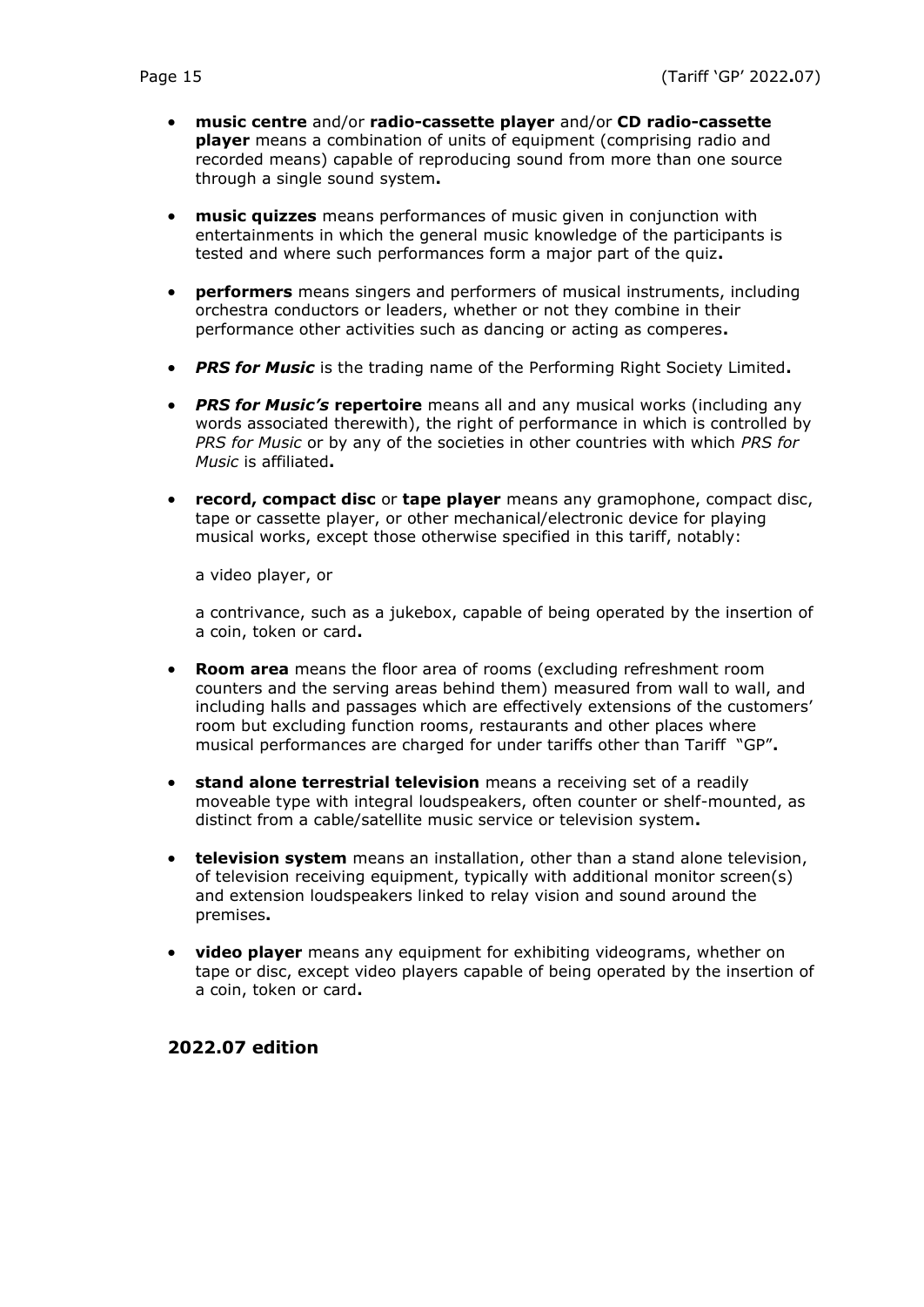- **music centre** and/or **radio-cassette player** and/or **CD radio-cassette player** means a combination of units of equipment (comprising radio and recorded means) capable of reproducing sound from more than one source through a single sound system**.**

- **music quizzes** means performances of music given in conjunction with entertainments in which the general music knowledge of the participants is tested and where such performances form a major part of the quiz**.**

- **performers** means singers and performers of musical instruments, including orchestra conductors or leaders, whether or not they combine in their performance other activities such as dancing or acting as comperes**.**

- ***PRS for Music*** is the trading name of the Performing Right Society Limited**.**

- ***PRS for Music's*** **repertoire** means all and any musical works (including any words associated therewith), the right of performance in which is controlled by *PRS for Music* or by any of the societies in other countries with which *PRS for Music* is affiliated**.**

- **record, compact disc** or **tape player** means any gramophone, compact disc, tape or cassette player, or other mechanical/electronic device for playing musical works, except those otherwise specified in this tariff, notably:

  a video player, or

  a contrivance, such as a jukebox, capable of being operated by the insertion of a coin, token or card**.**

- **Room area** means the floor area of rooms (excluding refreshment room counters and the serving areas behind them) measured from wall to wall, and including halls and passages which are effectively extensions of the customers' room but excluding function rooms, restaurants and other places where musical performances are charged for under tariffs other than Tariff "GP"**.**

- **stand alone terrestrial television** means a receiving set of a readily moveable type with integral loudspeakers, often counter or shelf-mounted, as distinct from a cable/satellite music service or television system**.**

- **television system** means an installation, other than a stand alone television, of television receiving equipment, typically with additional monitor screen(s) and extension loudspeakers linked to relay vision and sound around the premises**.**

- **video player** means any equipment for exhibiting videograms, whether on tape or disc, except video players capable of being operated by the insertion of a coin, token or card**.**

### 2022.07 edition